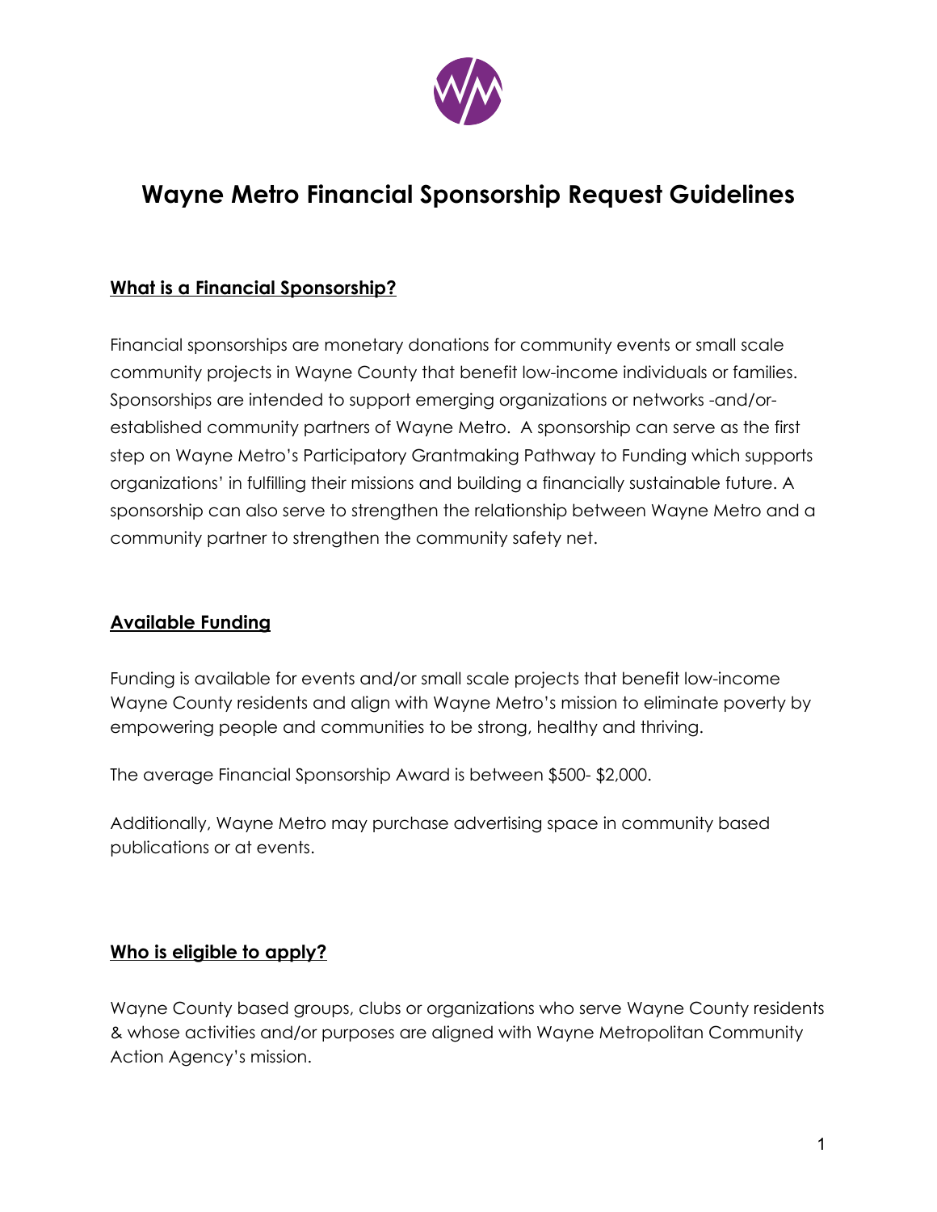# Wayne Metro Financial Sponsorship Request Guidelines

## What is a Financial Sponsorship?

Financial sponsorships are monetary donations for community events or small scale community projects in Wayne County that benefit low-income individuals or families. Sponsorships are intended to support emerging organizations or networks -and/or- established community partners of Wayne Metro. A sponsorship can serve as the first step on Wayne Metro's Participatory Grantmaking Pathway to Funding which supports organizations' in fulfilling their missions and building a financially sustainable future. A sponsorship can also serve to strengthen the relationship between Wayne Metro and a community partner to strengthen the community safety net.

## Available Funding

Funding is available for events and/or small scale projects that benefit low-income Wayne County residents and align with Wayne Metro's mission to eliminate poverty by empowering people and communities to be strong, healthy and thriving.

The average Financial Sponsorship Award is between $500- $2,000.

Additionally, Wayne Metro may purchase advertising space in community based publications or at events.

## Who is eligible to apply?

Wayne County based groups, clubs or organizations who serve Wayne County residents & whose activities and/or purposes are aligned with Wayne Metropolitan Community Action Agency's mission.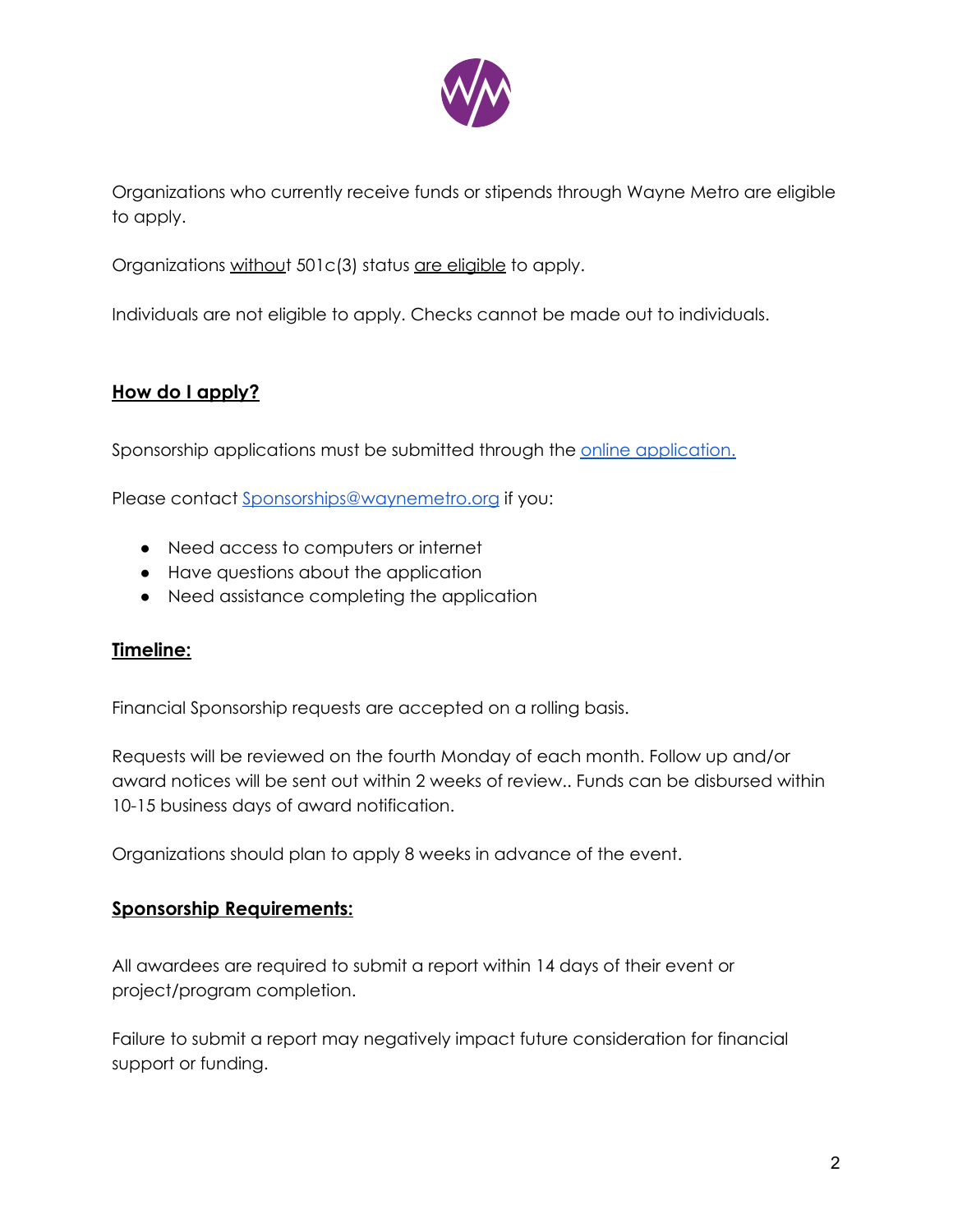Organizations who currently receive funds or stipends through Wayne Metro are eligible to apply.

Organizations without 501c(3) status are eligible to apply.

Individuals are not eligible to apply. Checks cannot be made out to individuals.

## How do I apply?

Sponsorship applications must be submitted through the [online application.]()

Please contact [Sponsorships@waynemetro.org](mailto:Sponsorships@waynemetro.org) if you:

- Need access to computers or internet
- Have questions about the application
- Need assistance completing the application

## Timeline:

Financial Sponsorship requests are accepted on a rolling basis.

Requests will be reviewed on the fourth Monday of each month. Follow up and/or award notices will be sent out within 2 weeks of review.. Funds can be disbursed within 10-15 business days of award notification.

Organizations should plan to apply 8 weeks in advance of the event.

## Sponsorship Requirements:

All awardees are required to submit a report within 14 days of their event or project/program completion.

Failure to submit a report may negatively impact future consideration for financial support or funding.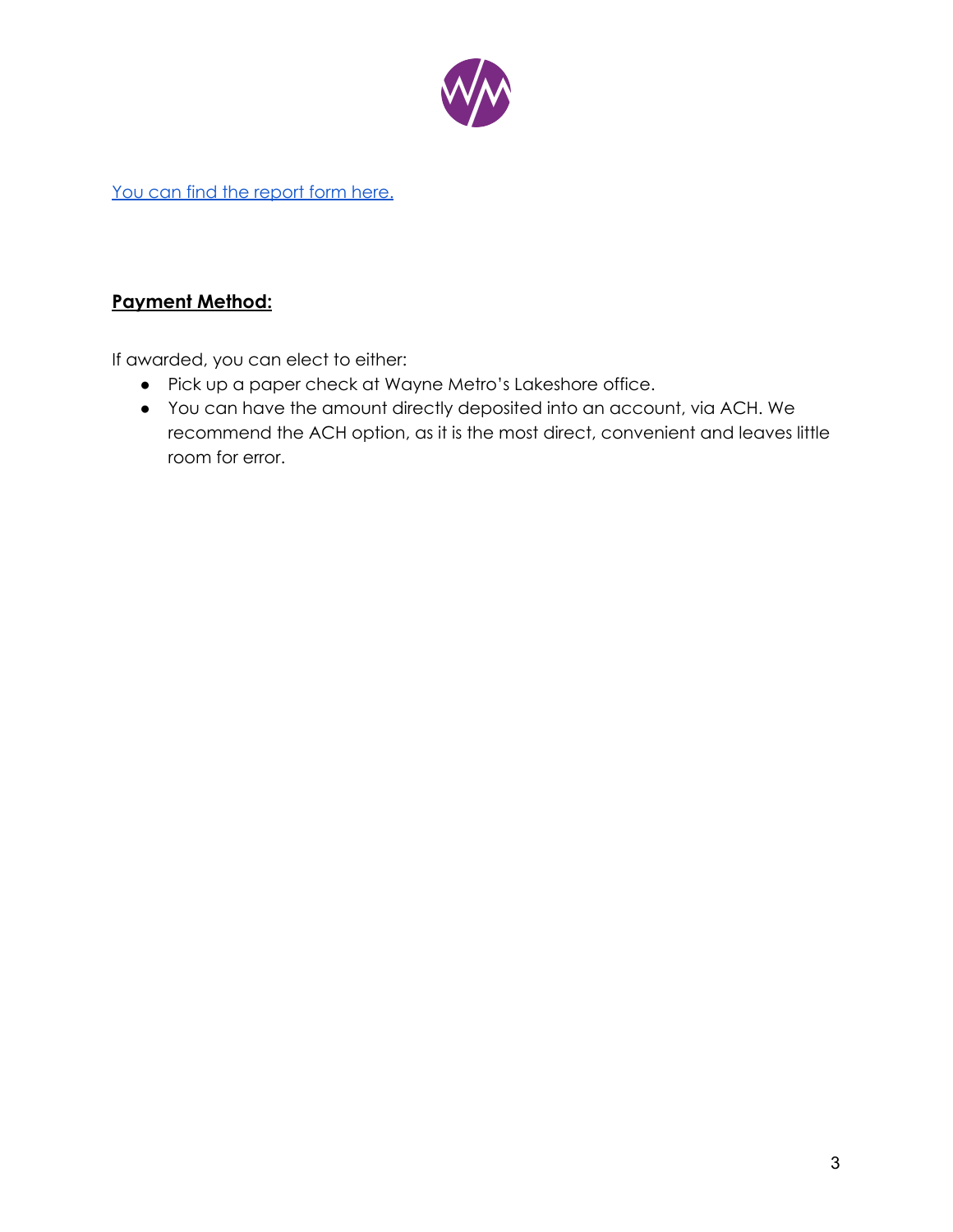[You can find the report form here.]

## **Payment Method:**

If awarded, you can elect to either:

- Pick up a paper check at Wayne Metro's Lakeshore office.
- You can have the amount directly deposited into an account, via ACH. We recommend the ACH option, as it is the most direct, convenient and leaves little room for error.